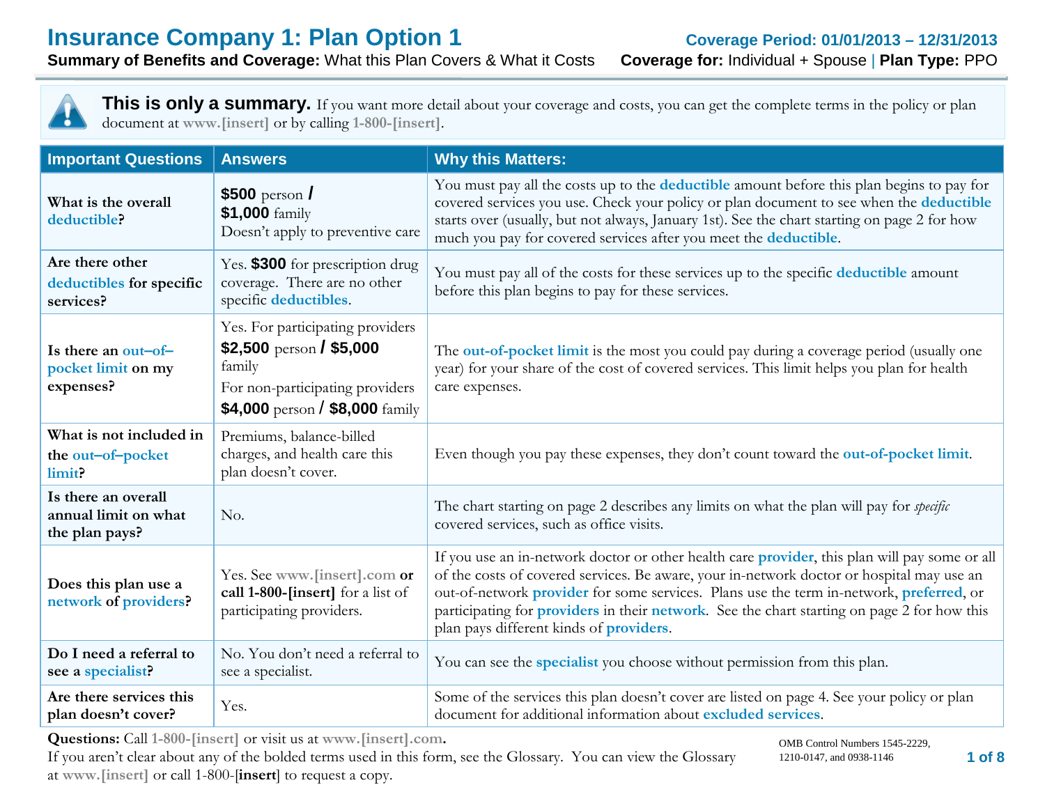# Insurance Company 1: Plan Option 1

**Coverage Period: 01/01/2013 – 12/31/2013**

**Summary of Benefits and Coverage:** What this Plan Covers & What it Costs **Coverage for:** Individual + Spouse | **Plan Type:** PPO

**This is only a summary.** If you want more detail about your coverage and costs, you can get the complete terms in the policy or plan document at www.[insert] or by calling 1-800-[insert].

| Important Questions | Answers | Why this Matters: |
| --- | --- | --- |
| **What is the overall deductible?** | **$500** person / **$1,000** family Doesn't apply to preventive care | You must pay all the costs up to the **deductible** amount before this plan begins to pay for covered services you use. Check your policy or plan document to see when the **deductible** starts over (usually, but not always, January 1st). See the chart starting on page 2 for how much you pay for covered services after you meet the **deductible**. |
| **Are there other deductibles for specific services?** | Yes. **$300** for prescription drug coverage. There are no other specific **deductibles**. | You must pay all of the costs for these services up to the specific **deductible** amount before this plan begins to pay for these services. |
| **Is there an out–of–pocket limit on my expenses?** | Yes. For participating providers **$2,500** person / **$5,000** family For non-participating providers **$4,000** person / **$8,000** family | The **out-of-pocket limit** is the most you could pay during a coverage period (usually one year) for your share of the cost of covered services. This limit helps you plan for health care expenses. |
| **What is not included in the out–of–pocket limit?** | Premiums, balance-billed charges, and health care this plan doesn't cover. | Even though you pay these expenses, they don't count toward the **out-of-pocket limit**. |
| **Is there an overall annual limit on what the plan pays?** | No. | The chart starting on page 2 describes any limits on what the plan will pay for *specific* covered services, such as office visits. |
| **Does this plan use a network of providers?** | Yes. See **www.[insert].com or call 1-800-[insert]** for a list of participating providers. | If you use an in-network doctor or other health care **provider**, this plan will pay some or all of the costs of covered services. Be aware, your in-network doctor or hospital may use an out-of-network **provider** for some services. Plans use the term in-network, **preferred**, or participating for **providers** in their **network**. See the chart starting on page 2 for how this plan pays different kinds of **providers**. |
| **Do I need a referral to see a specialist?** | No. You don't need a referral to see a specialist. | You can see the **specialist** you choose without permission from this plan. |
| **Are there services this plan doesn't cover?** | Yes. | Some of the services this plan doesn't cover are listed on page 4. See your policy or plan document for additional information about **excluded services**. |

**Questions:** Call 1-800-[insert] or visit us at **www.[insert].com.**
If you aren't clear about any of the bolded terms used in this form, see the Glossary. You can view the Glossary at www.[insert] or call 1-800-[**insert**] to request a copy.

OMB Control Numbers 1545-2229, 1210-0147, and 0938-1146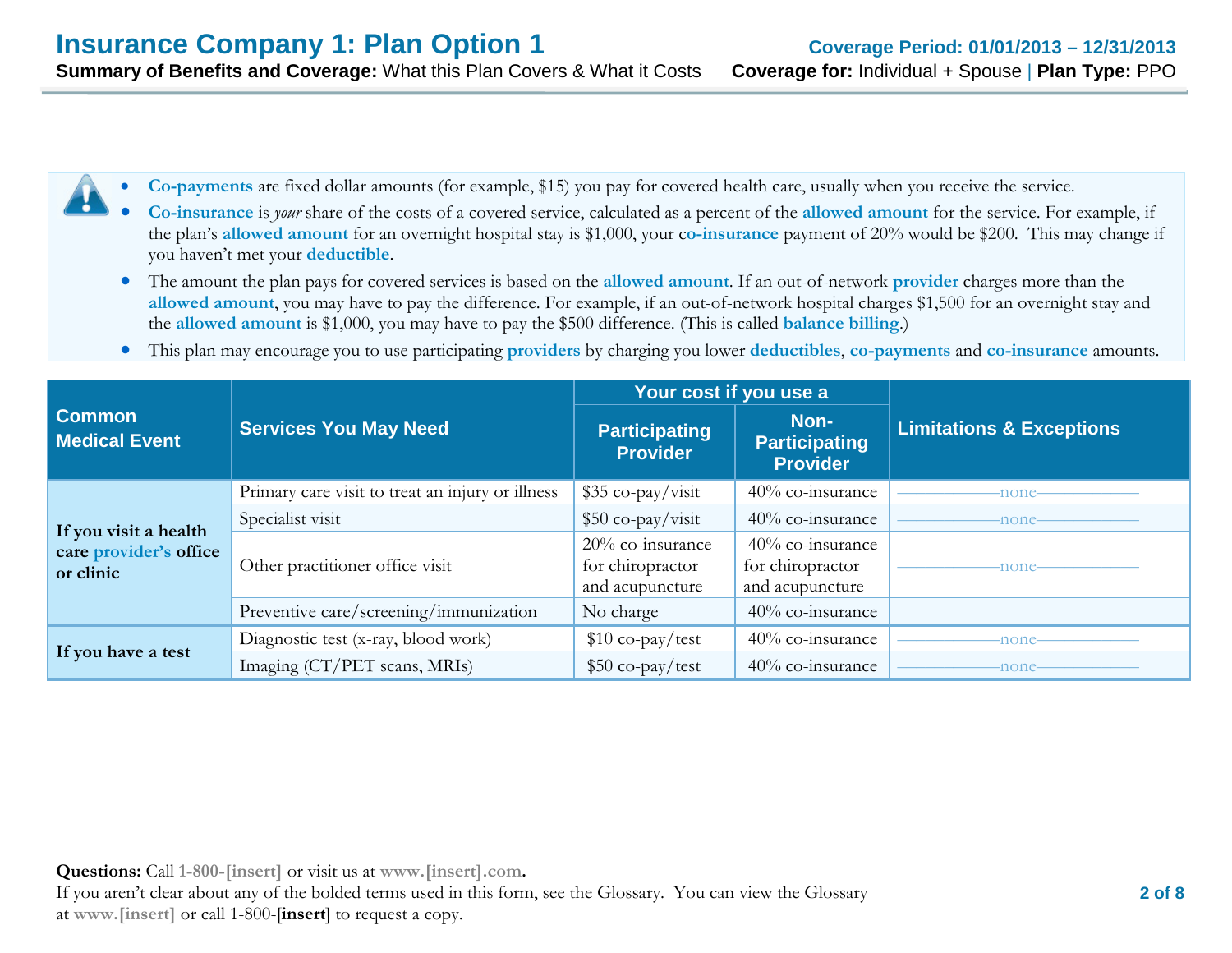# Insurance Company 1: Plan Option 1

**Coverage Period: 01/01/2013 – 12/31/2013**

**Summary of Benefits and Coverage:** What this Plan Covers & What it Costs **Coverage for:** Individual + Spouse | **Plan Type:** PPO

- **Co-payments** are fixed dollar amounts (for example, $15) you pay for covered health care, usually when you receive the service.
- **Co-insurance** is *your* share of the costs of a covered service, calculated as a percent of the **allowed amount** for the service. For example, if the plan's **allowed amount** for an overnight hospital stay is $1,000, your **co-insurance** payment of 20% would be $200. This may change if you haven't met your **deductible**.
- The amount the plan pays for covered services is based on the **allowed amount**. If an out-of-network **provider** charges more than the **allowed amount**, you may have to pay the difference. For example, if an out-of-network hospital charges $1,500 for an overnight stay and the **allowed amount** is $1,000, you may have to pay the $500 difference. (This is called **balance billing**.)
- This plan may encourage you to use participating **providers** by charging you lower **deductibles**, **co-payments** and **co-insurance** amounts.

| Common Medical Event | Services You May Need | Your cost if you use a Participating Provider | Your cost if you use a Non-Participating Provider | Limitations & Exceptions |
|---|---|---|---|---|
| **If you visit a health care provider's office or clinic** | Primary care visit to treat an injury or illness | $35 co-pay/visit | 40% co-insurance | none |
| | Specialist visit | $50 co-pay/visit | 40% co-insurance | none |
| | Other practitioner office visit | 20% co-insurance for chiropractor and acupuncture | 40% co-insurance for chiropractor and acupuncture | none |
| | Preventive care/screening/immunization | No charge | 40% co-insurance | |
| **If you have a test** | Diagnostic test (x-ray, blood work) | $10 co-pay/test | 40% co-insurance | none |
| | Imaging (CT/PET scans, MRIs) | $50 co-pay/test | 40% co-insurance | none |

**Questions:** Call **1-800-[insert]** or visit us at **www.[insert].com.**
If you aren't clear about any of the bolded terms used in this form, see the Glossary. You can view the Glossary at **www.[insert]** or call 1-800-[**insert**] to request a copy.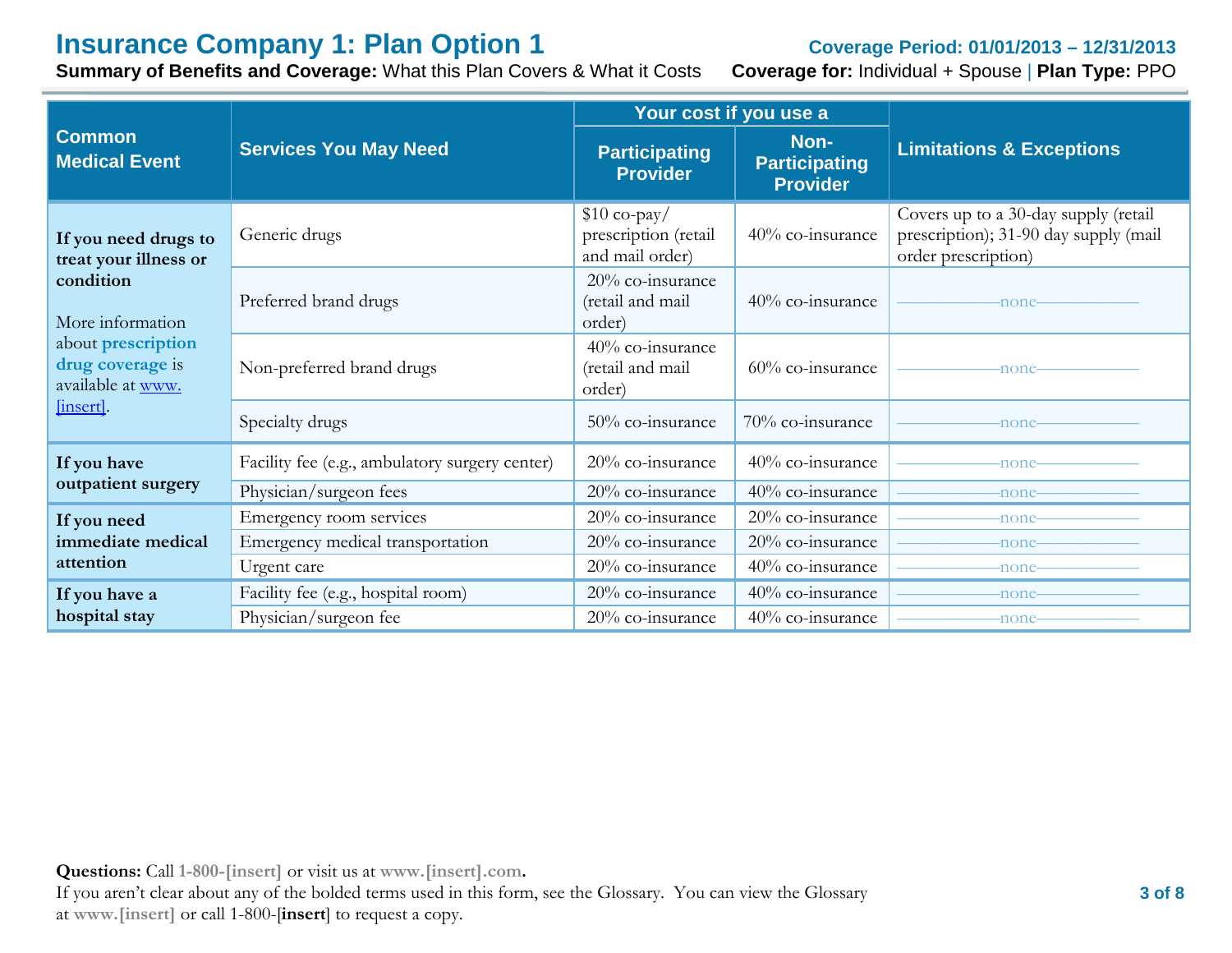# Insurance Company 1: Plan Option 1

**Coverage Period: 01/01/2013 – 12/31/2013**

**Summary of Benefits and Coverage:** What this Plan Covers & What it Costs **Coverage for:** Individual + Spouse | **Plan Type:** PPO

| Common Medical Event | Services You May Need | Your cost if you use a | | Limitations & Exceptions |
|---|---|---|---|---|
| | | Participating Provider | Non-Participating Provider | |
| **If you need drugs to treat your illness or condition** More information about **prescription drug coverage** is available at www.[insert]. | Generic drugs | $10 co-pay/ prescription (retail and mail order) | 40% co-insurance | Covers up to a 30-day supply (retail prescription); 31-90 day supply (mail order prescription) |
| | Preferred brand drugs | 20% co-insurance (retail and mail order) | 40% co-insurance | none |
| | Non-preferred brand drugs | 40% co-insurance (retail and mail order) | 60% co-insurance | none |
| | Specialty drugs | 50% co-insurance | 70% co-insurance | none |
| **If you have outpatient surgery** | Facility fee (e.g., ambulatory surgery center) | 20% co-insurance | 40% co-insurance | none |
| | Physician/surgeon fees | 20% co-insurance | 40% co-insurance | none |
| **If you need immediate medical attention** | Emergency room services | 20% co-insurance | 20% co-insurance | none |
| | Emergency medical transportation | 20% co-insurance | 20% co-insurance | none |
| | Urgent care | 20% co-insurance | 40% co-insurance | none |
| **If you have a hospital stay** | Facility fee (e.g., hospital room) | 20% co-insurance | 40% co-insurance | none |
| | Physician/surgeon fee | 20% co-insurance | 40% co-insurance | none |

**Questions:** Call **1-800-[insert]** or visit us at **www.[insert].com.**
If you aren't clear about any of the bolded terms used in this form, see the Glossary. You can view the Glossary at **www.[insert]** or call 1-800-[**insert**] to request a copy.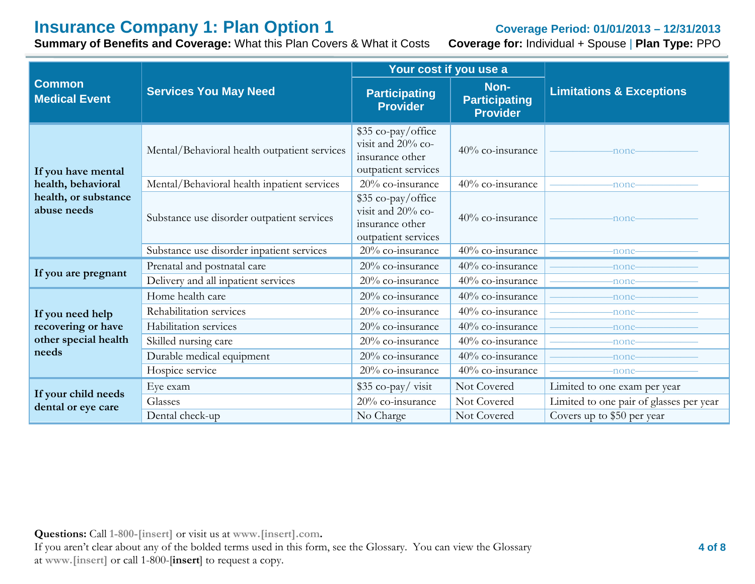# Insurance Company 1: Plan Option 1

**Coverage Period: 01/01/2013 – 12/31/2013**

**Summary of Benefits and Coverage:** What this Plan Covers & What it Costs **Coverage for:** Individual + Spouse | **Plan Type:** PPO

| Common Medical Event | Services You May Need | Your cost if you use a Participating Provider | Your cost if you use a Non-Participating Provider | Limitations & Exceptions |
|---|---|---|---|---|
| **If you have mental health, behavioral health, or substance abuse needs** | Mental/Behavioral health outpatient services | $35 co-pay/office visit and 20% co-insurance other outpatient services | 40% co-insurance | ——none—— |
| | Mental/Behavioral health inpatient services | 20% co-insurance | 40% co-insurance | ——none—— |
| | Substance use disorder outpatient services | $35 co-pay/office visit and 20% co-insurance other outpatient services | 40% co-insurance | ——none—— |
| | Substance use disorder inpatient services | 20% co-insurance | 40% co-insurance | ——none—— |
| **If you are pregnant** | Prenatal and postnatal care | 20% co-insurance | 40% co-insurance | ——none—— |
| | Delivery and all inpatient services | 20% co-insurance | 40% co-insurance | ——none—— |
| **If you need help recovering or have other special health needs** | Home health care | 20% co-insurance | 40% co-insurance | ——none—— |
| | Rehabilitation services | 20% co-insurance | 40% co-insurance | ——none—— |
| | Habilitation services | 20% co-insurance | 40% co-insurance | ——none—— |
| | Skilled nursing care | 20% co-insurance | 40% co-insurance | ——none—— |
| | Durable medical equipment | 20% co-insurance | 40% co-insurance | ——none—— |
| | Hospice service | 20% co-insurance | 40% co-insurance | ——none—— |
| **If your child needs dental or eye care** | Eye exam | $35 co-pay/ visit | Not Covered | Limited to one exam per year |
| | Glasses | 20% co-insurance | Not Covered | Limited to one pair of glasses per year |
| | Dental check-up | No Charge | Not Covered | Covers up to $50 per year |

**Questions:** Call **1-800-[insert]** or visit us at **www.[insert].com.**
If you aren't clear about any of the bolded terms used in this form, see the Glossary. You can view the Glossary at **www.[insert]** or call 1-800-[**insert**] to request a copy.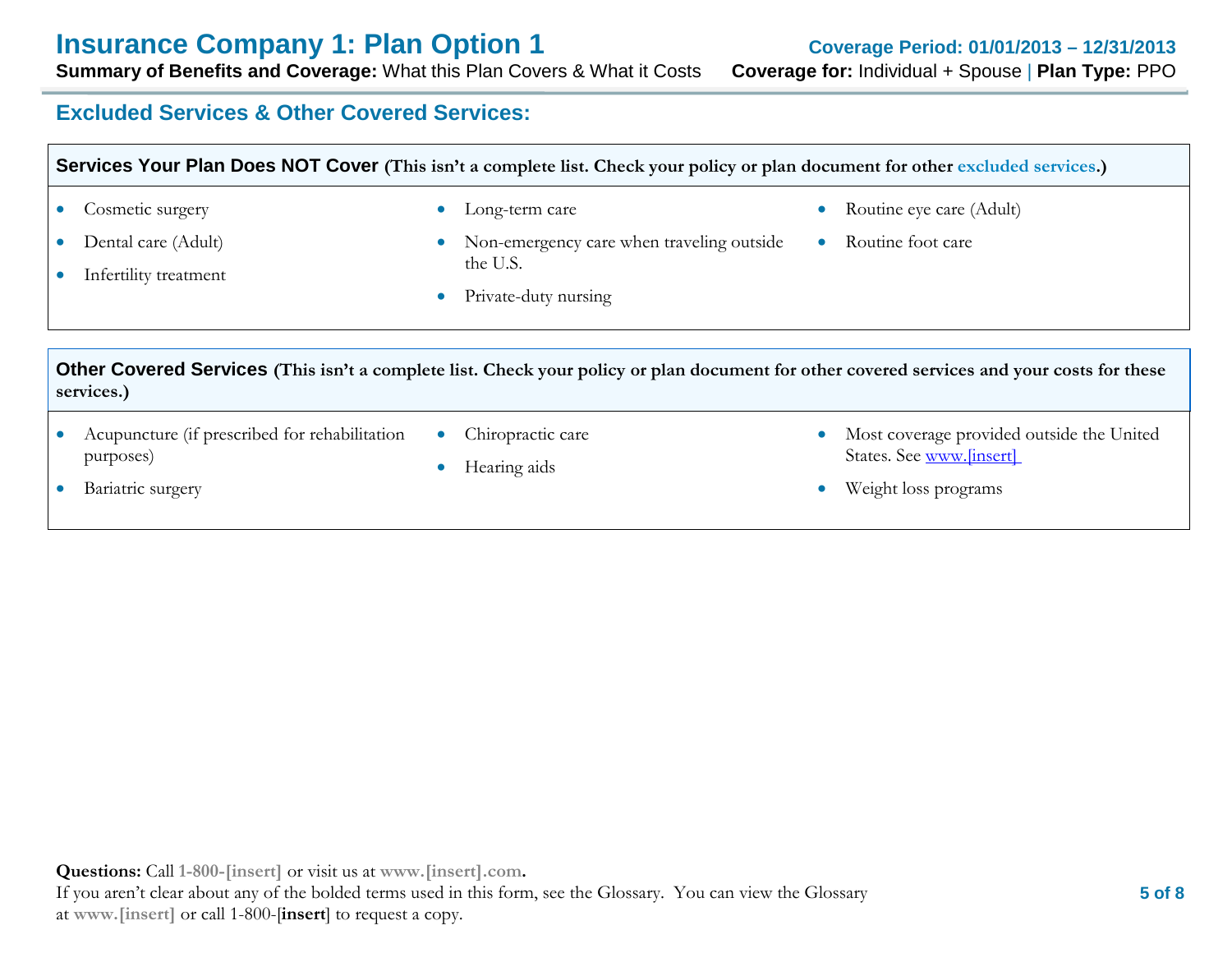## Excluded Services & Other Covered Services:

### Services Your Plan Does NOT Cover (This isn't a complete list. Check your policy or plan document for other excluded services.)

- Cosmetic surgery
- Dental care (Adult)
- Infertility treatment
- Long-term care
- Non-emergency care when traveling outside the U.S.
- Private-duty nursing
- Routine eye care (Adult)
- Routine foot care

### Other Covered Services (This isn't a complete list. Check your policy or plan document for other covered services and your costs for these services.)

- Acupuncture (if prescribed for rehabilitation purposes)
- Bariatric surgery
- Chiropractic care
- Hearing aids
- Most coverage provided outside the United States. See www.[insert]
- Weight loss programs

**Questions:** Call **1-800-[insert]** or visit us at **www.[insert].com.**
If you aren't clear about any of the bolded terms used in this form, see the Glossary. You can view the Glossary at **www.[insert]** or call 1-800-[**insert**] to request a copy.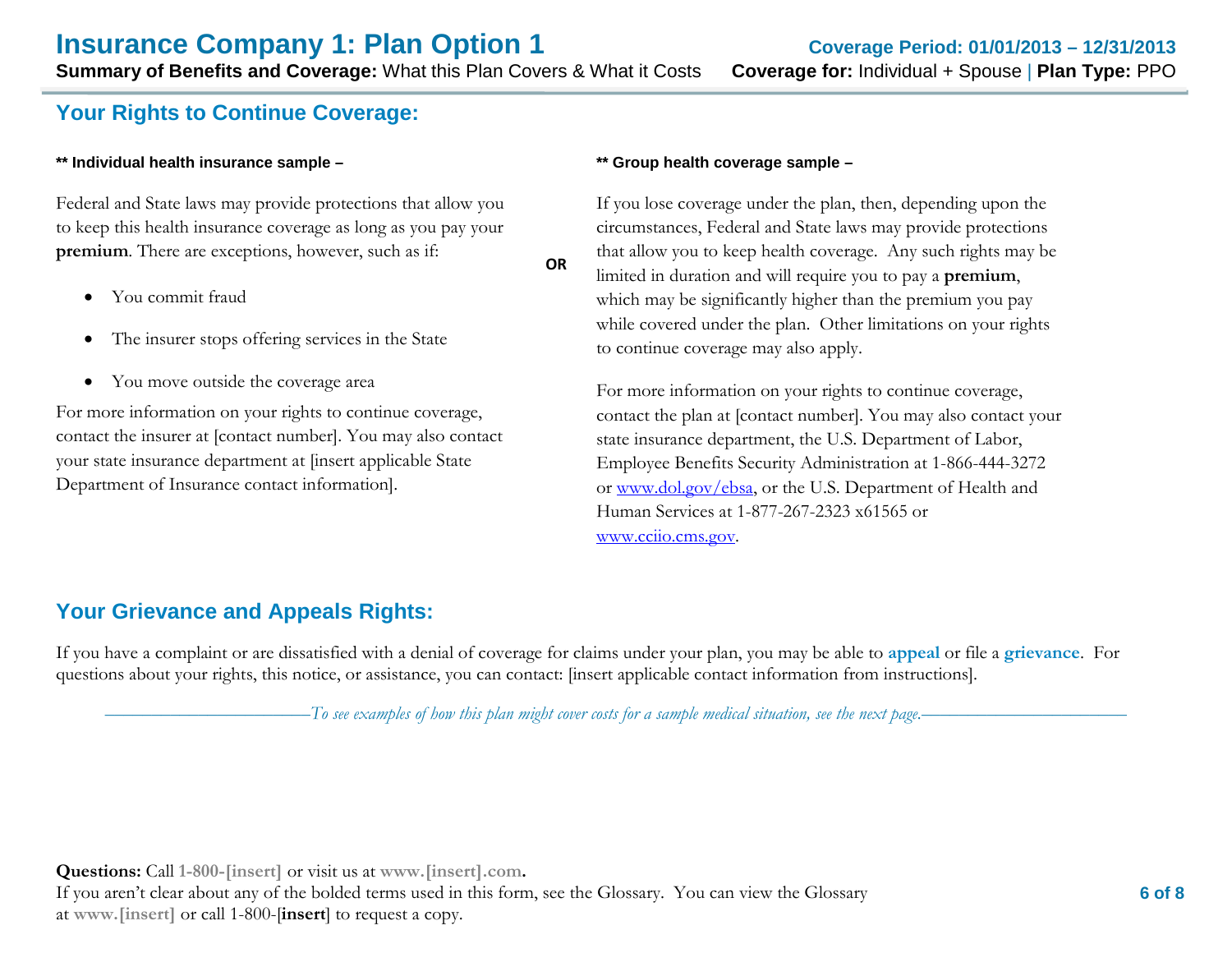## Your Rights to Continue Coverage:

**\*\* Individual health insurance sample –**

Federal and State laws may provide protections that allow you to keep this health insurance coverage as long as you pay your **premium**. There are exceptions, however, such as if:

- You commit fraud
- The insurer stops offering services in the State
- You move outside the coverage area

For more information on your rights to continue coverage, contact the insurer at [contact number]. You may also contact your state insurance department at [insert applicable State Department of Insurance contact information].

**OR**

**\*\* Group health coverage sample –**

If you lose coverage under the plan, then, depending upon the circumstances, Federal and State laws may provide protections that allow you to keep health coverage. Any such rights may be limited in duration and will require you to pay a **premium**, which may be significantly higher than the premium you pay while covered under the plan. Other limitations on your rights to continue coverage may also apply.

For more information on your rights to continue coverage, contact the plan at [contact number]. You may also contact your state insurance department, the U.S. Department of Labor, Employee Benefits Security Administration at 1-866-444-3272 or www.dol.gov/ebsa, or the U.S. Department of Health and Human Services at 1-877-267-2323 x61565 or www.cciio.cms.gov.

## Your Grievance and Appeals Rights:

If you have a complaint or are dissatisfied with a denial of coverage for claims under your plan, you may be able to **appeal** or file a **grievance**. For questions about your rights, this notice, or assistance, you can contact: [insert applicable contact information from instructions].

*To see examples of how this plan might cover costs for a sample medical situation, see the next page.*

**Questions:** Call **1-800-[insert]** or visit us at **www.[insert].com.**
If you aren't clear about any of the bolded terms used in this form, see the Glossary. You can view the Glossary at **www.[insert]** or call 1-800-[**insert**] to request a copy.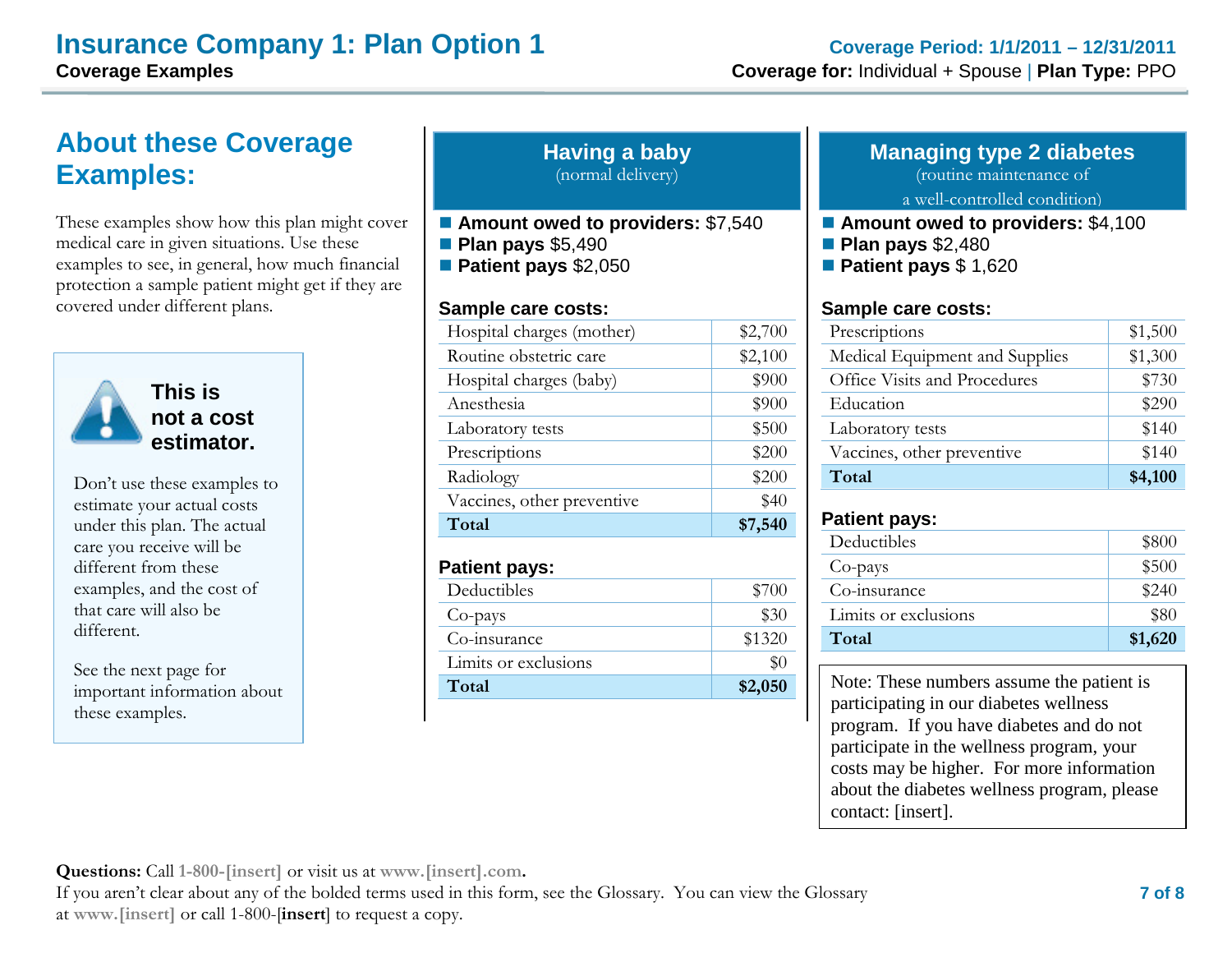# Insurance Company 1: Plan Option 1

**Coverage Examples**

**Coverage Period: 1/1/2011 – 12/31/2011**

**Coverage for:** Individual + Spouse | **Plan Type:** PPO

## About these Coverage Examples:

These examples show how this plan might cover medical care in given situations. Use these examples to see, in general, how much financial protection a sample patient might get if they are covered under different plans.

> **This is not a cost estimator.**
>
> Don't use these examples to estimate your actual costs under this plan. The actual care you receive will be different from these examples, and the cost of that care will also be different.
>
> See the next page for important information about these examples.

## Having a baby

(normal delivery)

- **Amount owed to providers:** $7,540
- **Plan pays** $5,490
- **Patient pays** $2,050

**Sample care costs:**

| Sample care costs | |
|---|---|
| Hospital charges (mother) | $2,700 |
| Routine obstetric care | $2,100 |
| Hospital charges (baby) | $900 |
| Anesthesia | $900 |
| Laboratory tests | $500 |
| Prescriptions | $200 |
| Radiology | $200 |
| Vaccines, other preventive | $40 |
| **Total** | **$7,540** |

**Patient pays:**

| Patient pays | |
|---|---|
| Deductibles | $700 |
| Co-pays | $30 |
| Co-insurance | $1320 |
| Limits or exclusions | $0 |
| **Total** | **$2,050** |

## Managing type 2 diabetes

(routine maintenance of a well-controlled condition)

- **Amount owed to providers:** $4,100
- **Plan pays** $2,480
- **Patient pays** $ 1,620

**Sample care costs:**

| Sample care costs | |
|---|---|
| Prescriptions | $1,500 |
| Medical Equipment and Supplies | $1,300 |
| Office Visits and Procedures | $730 |
| Education | $290 |
| Laboratory tests | $140 |
| Vaccines, other preventive | $140 |
| **Total** | **$4,100** |

**Patient pays:**

| Patient pays | |
|---|---|
| Deductibles | $800 |
| Co-pays | $500 |
| Co-insurance | $240 |
| Limits or exclusions | $80 |
| **Total** | **$1,620** |

> Note: These numbers assume the patient is participating in our diabetes wellness program. If you have diabetes and do not participate in the wellness program, your costs may be higher. For more information about the diabetes wellness program, please contact: [insert].

**Questions:** Call **1-800-[insert]** or visit us at **www.[insert].com.**

If you aren't clear about any of the bolded terms used in this form, see the Glossary. You can view the Glossary at **www.[insert]** or call 1-800-[**insert**] to request a copy.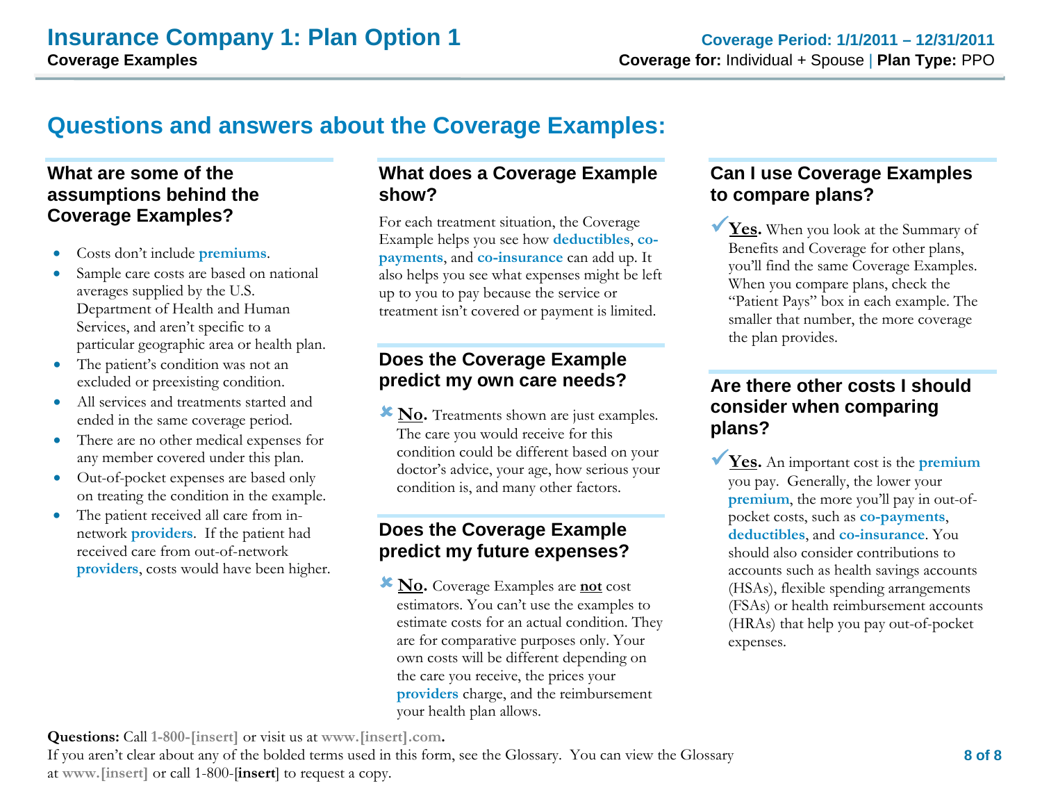# Insurance Company 1: Plan Option 1

**Coverage Examples**

**Coverage Period: 1/1/2011 – 12/31/2011**

**Coverage for:** Individual + Spouse | **Plan Type:** PPO

## Questions and answers about the Coverage Examples:

### What are some of the assumptions behind the Coverage Examples?

- Costs don't include **premiums**.
- Sample care costs are based on national averages supplied by the U.S. Department of Health and Human Services, and aren't specific to a particular geographic area or health plan.
- The patient's condition was not an excluded or preexisting condition.
- All services and treatments started and ended in the same coverage period.
- There are no other medical expenses for any member covered under this plan.
- Out-of-pocket expenses are based only on treating the condition in the example.
- The patient received all care from in-network **providers**. If the patient had received care from out-of-network **providers**, costs would have been higher.

### What does a Coverage Example show?

For each treatment situation, the Coverage Example helps you see how **deductibles**, **co-payments**, and **co-insurance** can add up. It also helps you see what expenses might be left up to you to pay because the service or treatment isn't covered or payment is limited.

### Does the Coverage Example predict my own care needs?

✘ **No.** Treatments shown are just examples. The care you would receive for this condition could be different based on your doctor's advice, your age, how serious your condition is, and many other factors.

### Does the Coverage Example predict my future expenses?

✘ **No.** Coverage Examples are **not** cost estimators. You can't use the examples to estimate costs for an actual condition. They are for comparative purposes only. Your own costs will be different depending on the care you receive, the prices your **providers** charge, and the reimbursement your health plan allows.

### Can I use Coverage Examples to compare plans?

✓ **Yes.** When you look at the Summary of Benefits and Coverage for other plans, you'll find the same Coverage Examples. When you compare plans, check the "Patient Pays" box in each example. The smaller that number, the more coverage the plan provides.

### Are there other costs I should consider when comparing plans?

✓ **Yes.** An important cost is the **premium** you pay. Generally, the lower your **premium**, the more you'll pay in out-of-pocket costs, such as **co-payments**, **deductibles**, and **co-insurance**. You should also consider contributions to accounts such as health savings accounts (HSAs), flexible spending arrangements (FSAs) or health reimbursement accounts (HRAs) that help you pay out-of-pocket expenses.

**Questions:** Call **1-800-[insert]** or visit us at **www.[insert].com.**
If you aren't clear about any of the bolded terms used in this form, see the Glossary. You can view the Glossary at **www.[insert]** or call 1-800-[**insert**] to request a copy.